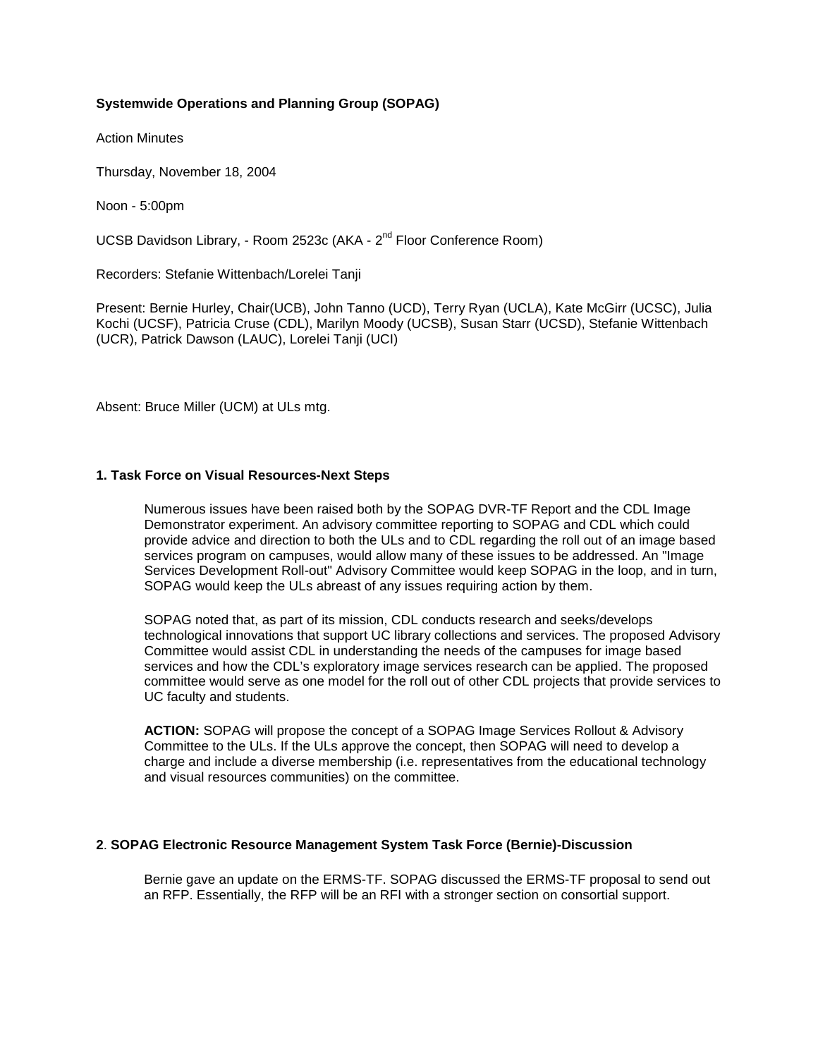**Systemwide Operations and Planning Group (SOPAG)**

Action Minutes

Thursday, November 18, 2004

Noon - 5:00pm

UCSB Davidson Library, - Room 2523c (AKA - 2nd Floor Conference Room)

Recorders: Stefanie Wittenbach/Lorelei Tanji

Present: Bernie Hurley, Chair(UCB), John Tanno (UCD), Terry Ryan (UCLA), Kate McGirr (UCSC), Julia Kochi (UCSF), Patricia Cruse (CDL), Marilyn Moody (UCSB), Susan Starr (UCSD), Stefanie Wittenbach (UCR), Patrick Dawson (LAUC), Lorelei Tanji (UCI)

Absent: Bruce Miller (UCM) at ULs mtg.

### 1. Task Force on Visual Resources-Next Steps

Numerous issues have been raised both by the SOPAG DVR-TF Report and the CDL Image Demonstrator experiment. An advisory committee reporting to SOPAG and CDL which could provide advice and direction to both the ULs and to CDL regarding the roll out of an image based services program on campuses, would allow many of these issues to be addressed. An "Image Services Development Roll-out" Advisory Committee would keep SOPAG in the loop, and in turn, SOPAG would keep the ULs abreast of any issues requiring action by them.

SOPAG noted that, as part of its mission, CDL conducts research and seeks/develops technological innovations that support UC library collections and services. The proposed Advisory Committee would assist CDL in understanding the needs of the campuses for image based services and how the CDL's exploratory image services research can be applied. The proposed committee would serve as one model for the roll out of other CDL projects that provide services to UC faculty and students.

**ACTION:** SOPAG will propose the concept of a SOPAG Image Services Rollout & Advisory Committee to the ULs. If the ULs approve the concept, then SOPAG will need to develop a charge and include a diverse membership (i.e. representatives from the educational technology and visual resources communities) on the committee.

### 2. SOPAG Electronic Resource Management System Task Force (Bernie)-Discussion

Bernie gave an update on the ERMS-TF. SOPAG discussed the ERMS-TF proposal to send out an RFP. Essentially, the RFP will be an RFI with a stronger section on consortial support.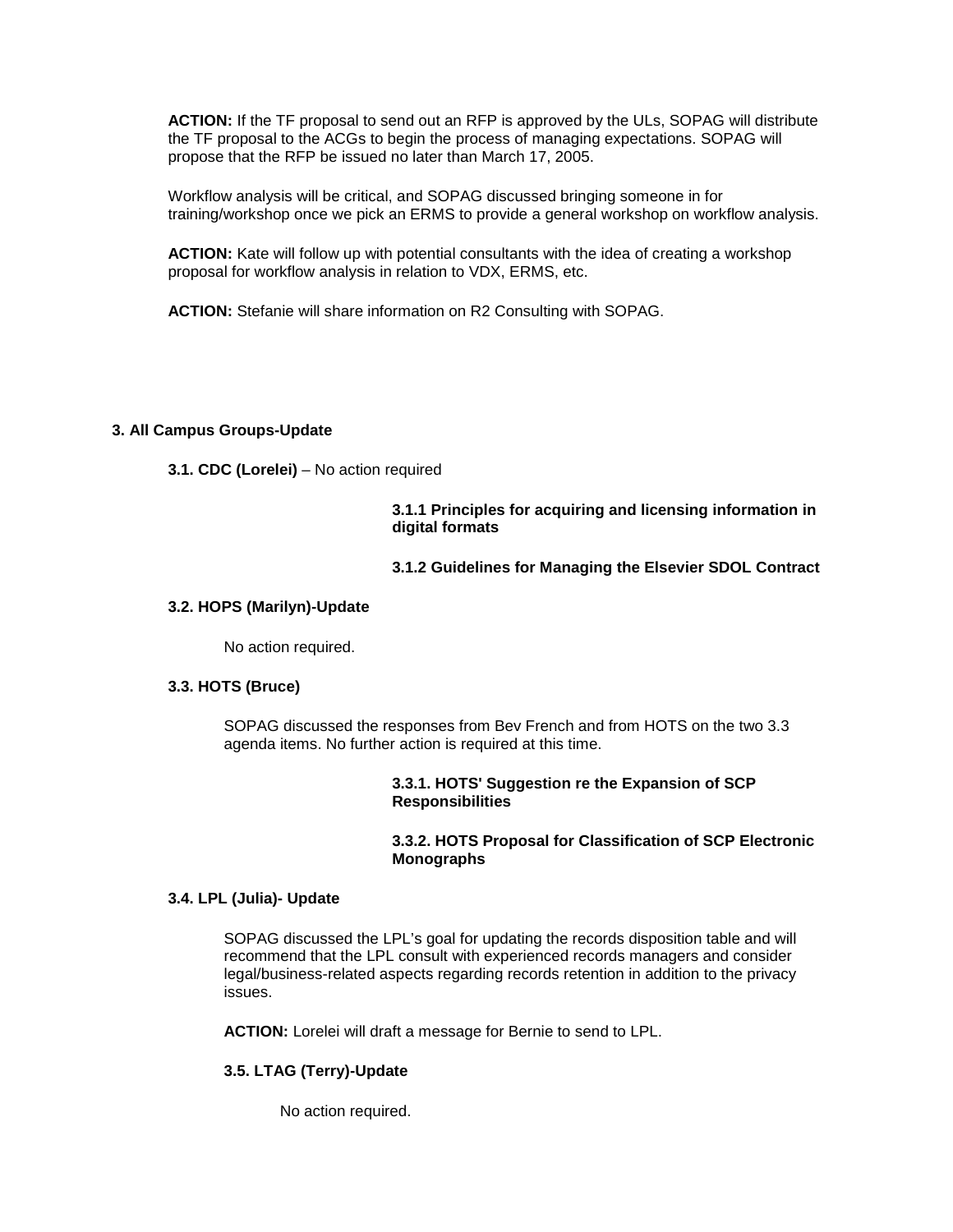**ACTION:** If the TF proposal to send out an RFP is approved by the ULs, SOPAG will distribute the TF proposal to the ACGs to begin the process of managing expectations. SOPAG will propose that the RFP be issued no later than March 17, 2005.

Workflow analysis will be critical, and SOPAG discussed bringing someone in for training/workshop once we pick an ERMS to provide a general workshop on workflow analysis.

**ACTION:** Kate will follow up with potential consultants with the idea of creating a workshop proposal for workflow analysis in relation to VDX, ERMS, etc.

**ACTION:** Stefanie will share information on R2 Consulting with SOPAG.

### 3. All Campus Groups-Update

#### 3.1. CDC (Lorelei) – No action required

**3.1.1 Principles for acquiring and licensing information in digital formats**

**3.1.2 Guidelines for Managing the Elsevier SDOL Contract**

#### 3.2. HOPS (Marilyn)-Update

No action required.

#### 3.3. HOTS (Bruce)

SOPAG discussed the responses from Bev French and from HOTS on the two 3.3 agenda items. No further action is required at this time.

**3.3.1. HOTS' Suggestion re the Expansion of SCP Responsibilities**

**3.3.2. HOTS Proposal for Classification of SCP Electronic Monographs**

#### 3.4. LPL (Julia)- Update

SOPAG discussed the LPL's goal for updating the records disposition table and will recommend that the LPL consult with experienced records managers and consider legal/business-related aspects regarding records retention in addition to the privacy issues.

**ACTION:** Lorelei will draft a message for Bernie to send to LPL.

#### 3.5. LTAG (Terry)-Update

No action required.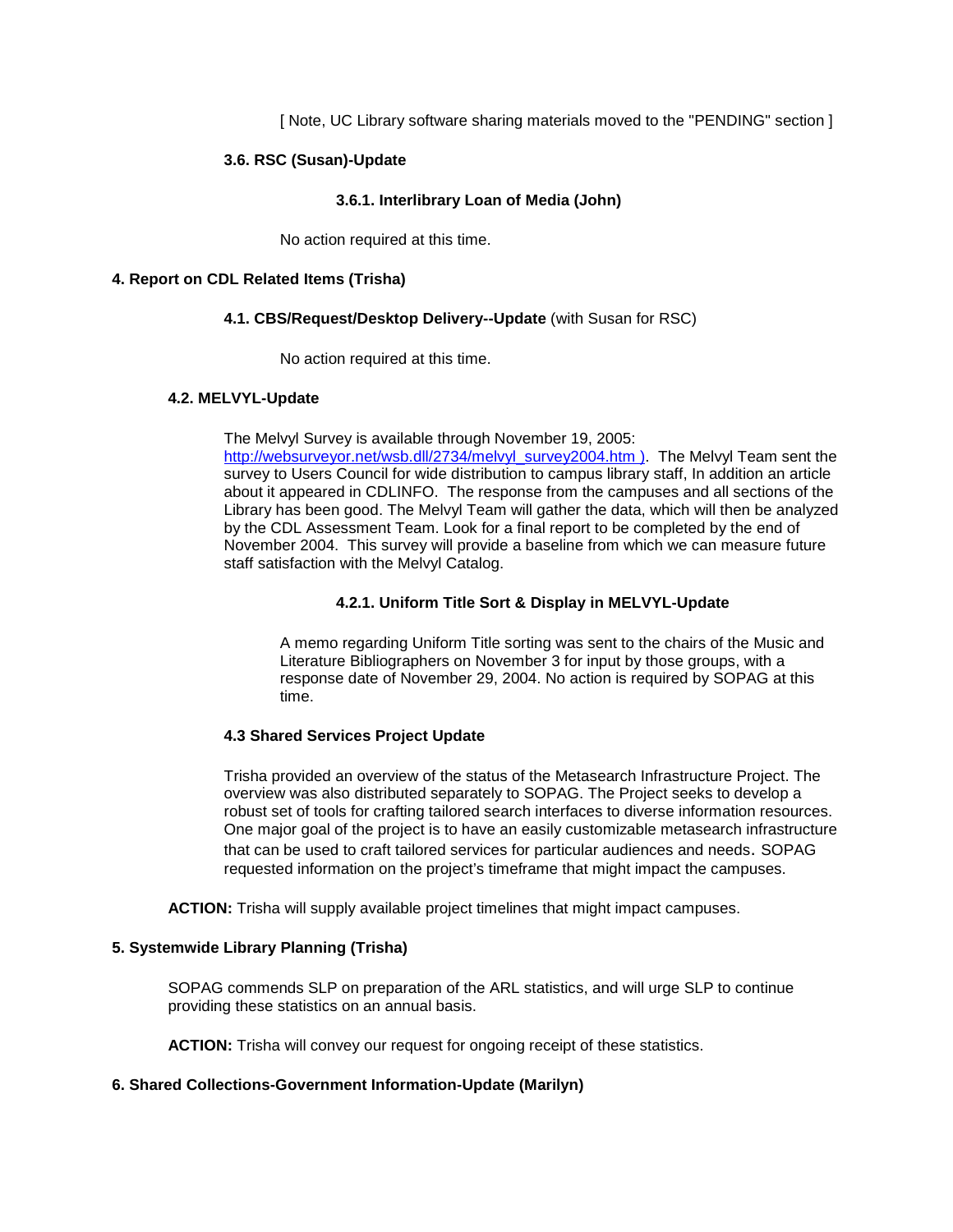[ Note, UC Library software sharing materials moved to the "PENDING" section ]

### 3.6. RSC (Susan)-Update

#### 3.6.1. Interlibrary Loan of Media (John)

No action required at this time.

## 4. Report on CDL Related Items (Trisha)

### 4.1. CBS/Request/Desktop Delivery--Update (with Susan for RSC)

No action required at this time.

### 4.2. MELVYL-Update

The Melvyl Survey is available through November 19, 2005: http://websurveyor.net/wsb.dll/2734/melvyl_survey2004.htm ). The Melvyl Team sent the survey to Users Council for wide distribution to campus library staff, In addition an article about it appeared in CDLINFO. The response from the campuses and all sections of the Library has been good. The Melvyl Team will gather the data, which will then be analyzed by the CDL Assessment Team. Look for a final report to be completed by the end of November 2004. This survey will provide a baseline from which we can measure future staff satisfaction with the Melvyl Catalog.

#### 4.2.1. Uniform Title Sort & Display in MELVYL-Update

A memo regarding Uniform Title sorting was sent to the chairs of the Music and Literature Bibliographers on November 3 for input by those groups, with a response date of November 29, 2004. No action is required by SOPAG at this time.

### 4.3 Shared Services Project Update

Trisha provided an overview of the status of the Metasearch Infrastructure Project. The overview was also distributed separately to SOPAG. The Project seeks to develop a robust set of tools for crafting tailored search interfaces to diverse information resources. One major goal of the project is to have an easily customizable metasearch infrastructure that can be used to craft tailored services for particular audiences and needs. SOPAG requested information on the project's timeframe that might impact the campuses.

**ACTION:** Trisha will supply available project timelines that might impact campuses.

## 5. Systemwide Library Planning (Trisha)

SOPAG commends SLP on preparation of the ARL statistics, and will urge SLP to continue providing these statistics on an annual basis.

**ACTION:** Trisha will convey our request for ongoing receipt of these statistics.

## 6. Shared Collections-Government Information-Update (Marilyn)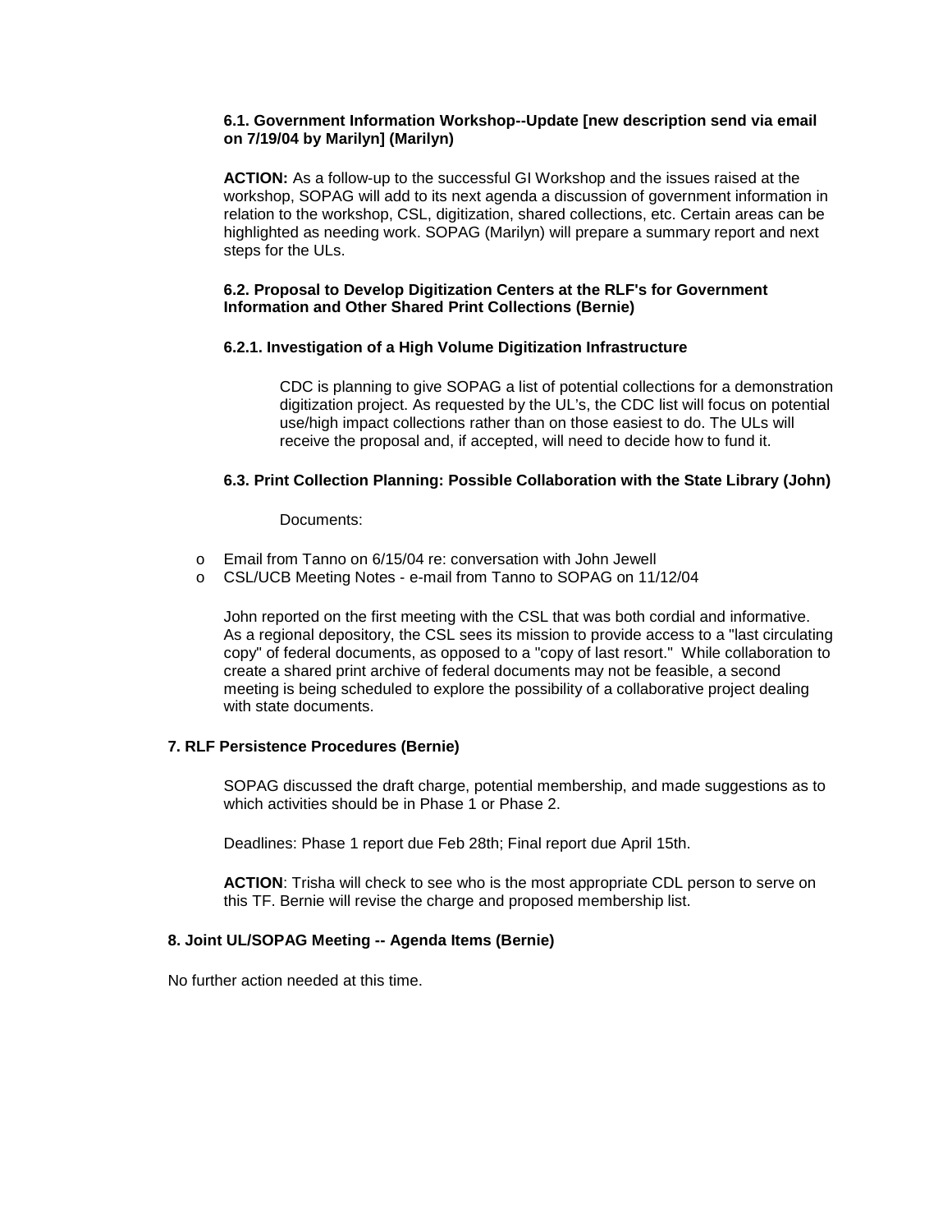**6.1. Government Information Workshop--Update [new description send via email on 7/19/04 by Marilyn] (Marilyn)**

**ACTION:** As a follow-up to the successful GI Workshop and the issues raised at the workshop, SOPAG will add to its next agenda a discussion of government information in relation to the workshop, CSL, digitization, shared collections, etc. Certain areas can be highlighted as needing work. SOPAG (Marilyn) will prepare a summary report and next steps for the ULs.

**6.2. Proposal to Develop Digitization Centers at the RLF's for Government Information and Other Shared Print Collections (Bernie)**

**6.2.1. Investigation of a High Volume Digitization Infrastructure**

CDC is planning to give SOPAG a list of potential collections for a demonstration digitization project. As requested by the UL's, the CDC list will focus on potential use/high impact collections rather than on those easiest to do. The ULs will receive the proposal and, if accepted, will need to decide how to fund it.

**6.3. Print Collection Planning: Possible Collaboration with the State Library (John)**

Documents:

- Email from Tanno on 6/15/04 re: conversation with John Jewell
- CSL/UCB Meeting Notes - e-mail from Tanno to SOPAG on 11/12/04

John reported on the first meeting with the CSL that was both cordial and informative. As a regional depository, the CSL sees its mission to provide access to a "last circulating copy" of federal documents, as opposed to a "copy of last resort." While collaboration to create a shared print archive of federal documents may not be feasible, a second meeting is being scheduled to explore the possibility of a collaborative project dealing with state documents.

**7. RLF Persistence Procedures (Bernie)**

SOPAG discussed the draft charge, potential membership, and made suggestions as to which activities should be in Phase 1 or Phase 2.

Deadlines: Phase 1 report due Feb 28th; Final report due April 15th.

**ACTION**: Trisha will check to see who is the most appropriate CDL person to serve on this TF. Bernie will revise the charge and proposed membership list.

**8. Joint UL/SOPAG Meeting -- Agenda Items (Bernie)**

No further action needed at this time.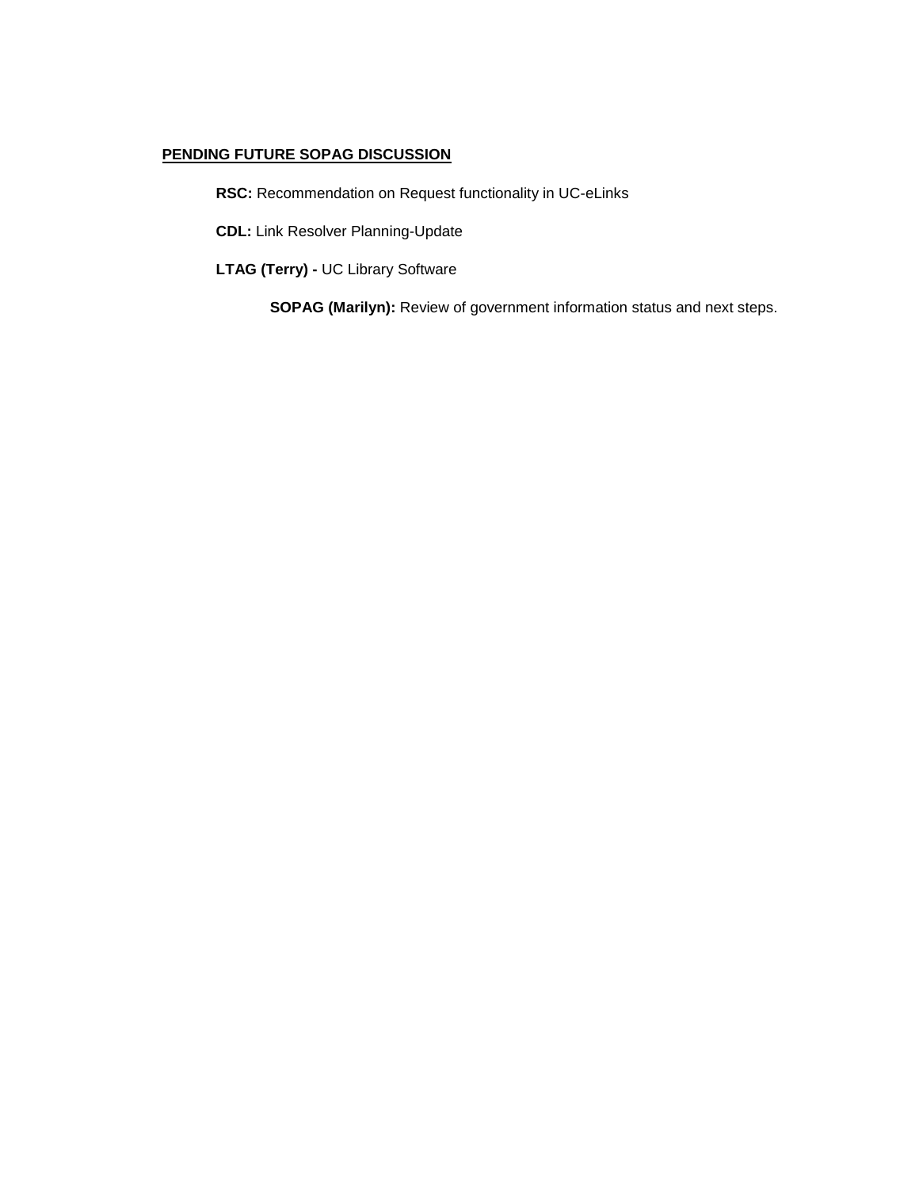**PENDING FUTURE SOPAG DISCUSSION**

**RSC:** Recommendation on Request functionality in UC-eLinks

**CDL:** Link Resolver Planning-Update

**LTAG (Terry) -** UC Library Software

**SOPAG (Marilyn):** Review of government information status and next steps.